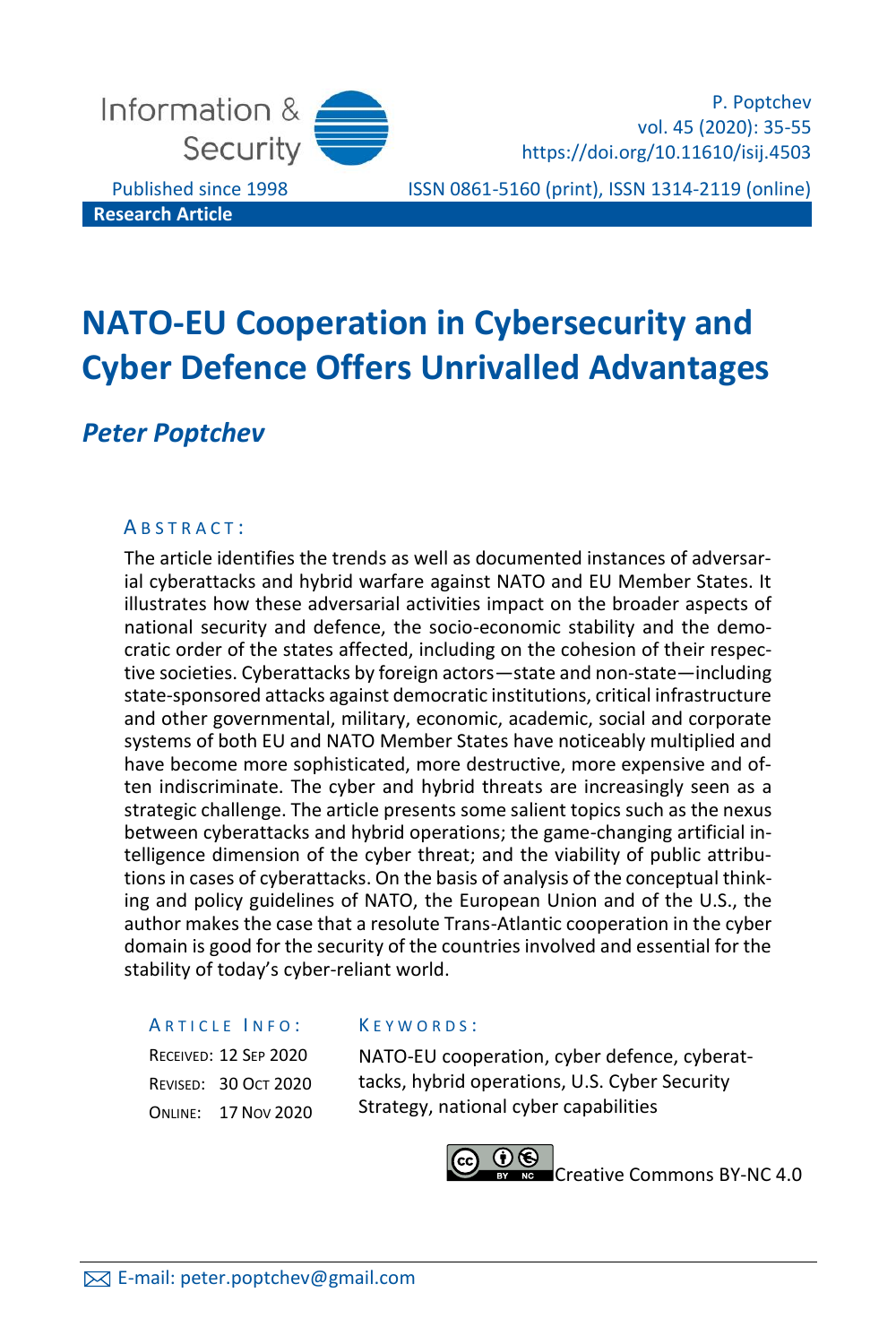Information & Security

Published since 1998

**Research Article**

P. Poptchev
vol. 45 (2020): 35-55
https://doi.org/10.11610/isij.4503

ISSN 0861-5160 (print), ISSN 1314-2119 (online)

# NATO-EU Cooperation in Cybersecurity and Cyber Defence Offers Unrivalled Advantages

## *Peter Poptchev*

### ABSTRACT:

The article identifies the trends as well as documented instances of adversarial cyberattacks and hybrid warfare against NATO and EU Member States. It illustrates how these adversarial activities impact on the broader aspects of national security and defence, the socio-economic stability and the democratic order of the states affected, including on the cohesion of their respective societies. Cyberattacks by foreign actors—state and non-state—including state-sponsored attacks against democratic institutions, critical infrastructure and other governmental, military, economic, academic, social and corporate systems of both EU and NATO Member States have noticeably multiplied and have become more sophisticated, more destructive, more expensive and often indiscriminate. The cyber and hybrid threats are increasingly seen as a strategic challenge. The article presents some salient topics such as the nexus between cyberattacks and hybrid operations; the game-changing artificial intelligence dimension of the cyber threat; and the viability of public attributions in cases of cyberattacks. On the basis of analysis of the conceptual thinking and policy guidelines of NATO, the European Union and of the U.S., the author makes the case that a resolute Trans-Atlantic cooperation in the cyber domain is good for the security of the countries involved and essential for the stability of today's cyber-reliant world.

### ARTICLE INFO:

RECEIVED: 12 SEP 2020
REVISED: 30 OCT 2020
ONLINE: 17 NOV 2020

### KEYWORDS:

NATO-EU cooperation, cyber defence, cyberattacks, hybrid operations, U.S. Cyber Security Strategy, national cyber capabilities

Creative Commons BY-NC 4.0

E-mail: peter.poptchev@gmail.com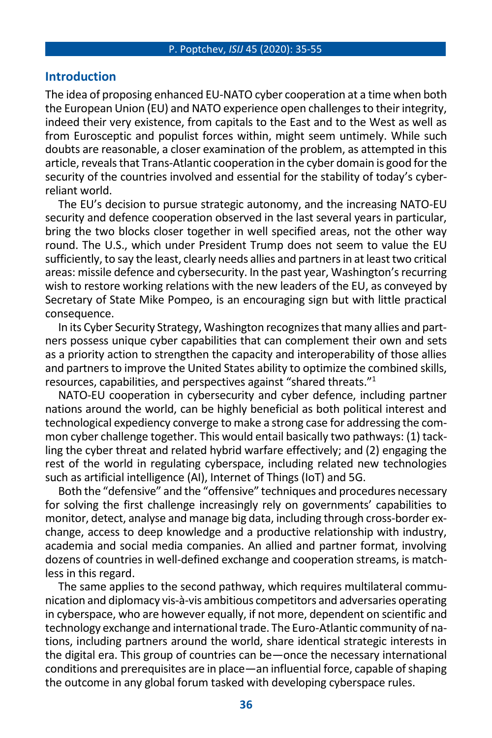## Introduction

The idea of proposing enhanced EU-NATO cyber cooperation at a time when both the European Union (EU) and NATO experience open challenges to their integrity, indeed their very existence, from capitals to the East and to the West as well as from Eurosceptic and populist forces within, might seem untimely. While such doubts are reasonable, a closer examination of the problem, as attempted in this article, reveals that Trans-Atlantic cooperation in the cyber domain is good for the security of the countries involved and essential for the stability of today's cyber-reliant world.

The EU's decision to pursue strategic autonomy, and the increasing NATO-EU security and defence cooperation observed in the last several years in particular, bring the two blocks closer together in well specified areas, not the other way round. The U.S., which under President Trump does not seem to value the EU sufficiently, to say the least, clearly needs allies and partners in at least two critical areas: missile defence and cybersecurity. In the past year, Washington's recurring wish to restore working relations with the new leaders of the EU, as conveyed by Secretary of State Mike Pompeo, is an encouraging sign but with little practical consequence.

In its Cyber Security Strategy, Washington recognizes that many allies and partners possess unique cyber capabilities that can complement their own and sets as a priority action to strengthen the capacity and interoperability of those allies and partners to improve the United States ability to optimize the combined skills, resources, capabilities, and perspectives against "shared threats."[1]

NATO-EU cooperation in cybersecurity and cyber defence, including partner nations around the world, can be highly beneficial as both political interest and technological expediency converge to make a strong case for addressing the common cyber challenge together. This would entail basically two pathways: (1) tackling the cyber threat and related hybrid warfare effectively; and (2) engaging the rest of the world in regulating cyberspace, including related new technologies such as artificial intelligence (AI), Internet of Things (IoT) and 5G.

Both the "defensive" and the "offensive" techniques and procedures necessary for solving the first challenge increasingly rely on governments' capabilities to monitor, detect, analyse and manage big data, including through cross-border exchange, access to deep knowledge and a productive relationship with industry, academia and social media companies. An allied and partner format, involving dozens of countries in well-defined exchange and cooperation streams, is matchless in this regard.

The same applies to the second pathway, which requires multilateral communication and diplomacy vis-à-vis ambitious competitors and adversaries operating in cyberspace, who are however equally, if not more, dependent on scientific and technology exchange and international trade. The Euro-Atlantic community of nations, including partners around the world, share identical strategic interests in the digital era. This group of countries can be—once the necessary international conditions and prerequisites are in place—an influential force, capable of shaping the outcome in any global forum tasked with developing cyberspace rules.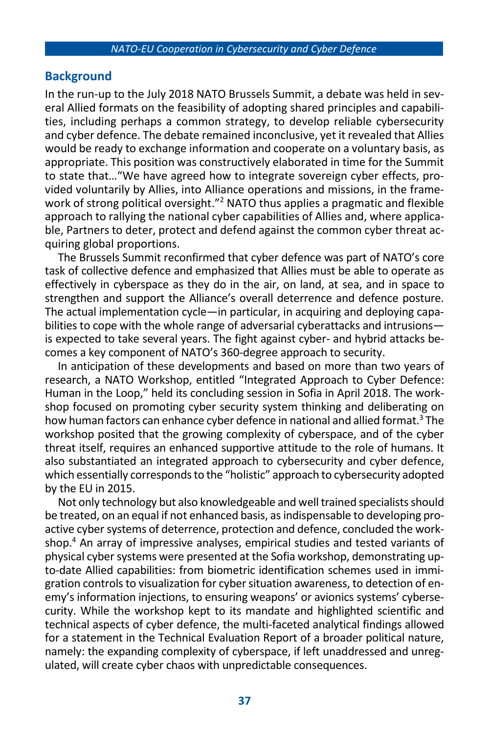## Background

In the run-up to the July 2018 NATO Brussels Summit, a debate was held in several Allied formats on the feasibility of adopting shared principles and capabilities, including perhaps a common strategy, to develop reliable cybersecurity and cyber defence. The debate remained inconclusive, yet it revealed that Allies would be ready to exchange information and cooperate on a voluntary basis, as appropriate. This position was constructively elaborated in time for the Summit to state that…"We have agreed how to integrate sovereign cyber effects, provided voluntarily by Allies, into Alliance operations and missions, in the framework of strong political oversight."[2] NATO thus applies a pragmatic and flexible approach to rallying the national cyber capabilities of Allies and, where applicable, Partners to deter, protect and defend against the common cyber threat acquiring global proportions.

The Brussels Summit reconfirmed that cyber defence was part of NATO's core task of collective defence and emphasized that Allies must be able to operate as effectively in cyberspace as they do in the air, on land, at sea, and in space to strengthen and support the Alliance's overall deterrence and defence posture. The actual implementation cycle—in particular, in acquiring and deploying capabilities to cope with the whole range of adversarial cyberattacks and intrusions—is expected to take several years. The fight against cyber- and hybrid attacks becomes a key component of NATO's 360-degree approach to security.

In anticipation of these developments and based on more than two years of research, a NATO Workshop, entitled "Integrated Approach to Cyber Defence: Human in the Loop," held its concluding session in Sofia in April 2018. The workshop focused on promoting cyber security system thinking and deliberating on how human factors can enhance cyber defence in national and allied format.[3] The workshop posited that the growing complexity of cyberspace, and of the cyber threat itself, requires an enhanced supportive attitude to the role of humans. It also substantiated an integrated approach to cybersecurity and cyber defence, which essentially corresponds to the "holistic" approach to cybersecurity adopted by the EU in 2015.

Not only technology but also knowledgeable and well trained specialists should be treated, on an equal if not enhanced basis, as indispensable to developing proactive cyber systems of deterrence, protection and defence, concluded the workshop.[4] An array of impressive analyses, empirical studies and tested variants of physical cyber systems were presented at the Sofia workshop, demonstrating up-to-date Allied capabilities: from biometric identification schemes used in immigration controls to visualization for cyber situation awareness, to detection of enemy's information injections, to ensuring weapons' or avionics systems' cybersecurity. While the workshop kept to its mandate and highlighted scientific and technical aspects of cyber defence, the multi-faceted analytical findings allowed for a statement in the Technical Evaluation Report of a broader political nature, namely: the expanding complexity of cyberspace, if left unaddressed and unregulated, will create cyber chaos with unpredictable consequences.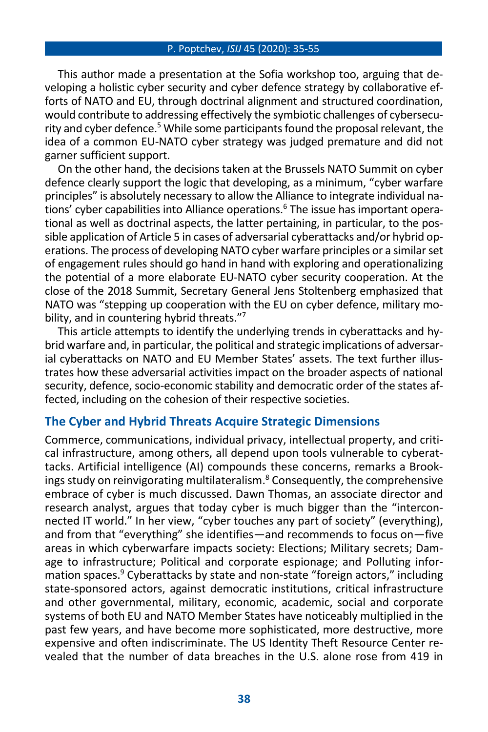This author made a presentation at the Sofia workshop too, arguing that developing a holistic cyber security and cyber defence strategy by collaborative efforts of NATO and EU, through doctrinal alignment and structured coordination, would contribute to addressing effectively the symbiotic challenges of cybersecurity and cyber defence.[5] While some participants found the proposal relevant, the idea of a common EU-NATO cyber strategy was judged premature and did not garner sufficient support.

On the other hand, the decisions taken at the Brussels NATO Summit on cyber defence clearly support the logic that developing, as a minimum, "cyber warfare principles" is absolutely necessary to allow the Alliance to integrate individual nations' cyber capabilities into Alliance operations.[6] The issue has important operational as well as doctrinal aspects, the latter pertaining, in particular, to the possible application of Article 5 in cases of adversarial cyberattacks and/or hybrid operations. The process of developing NATO cyber warfare principles or a similar set of engagement rules should go hand in hand with exploring and operationalizing the potential of a more elaborate EU-NATO cyber security cooperation. At the close of the 2018 Summit, Secretary General Jens Stoltenberg emphasized that NATO was "stepping up cooperation with the EU on cyber defence, military mobility, and in countering hybrid threats."[7]

This article attempts to identify the underlying trends in cyberattacks and hybrid warfare and, in particular, the political and strategic implications of adversarial cyberattacks on NATO and EU Member States' assets. The text further illustrates how these adversarial activities impact on the broader aspects of national security, defence, socio-economic stability and democratic order of the states affected, including on the cohesion of their respective societies.

## The Cyber and Hybrid Threats Acquire Strategic Dimensions

Commerce, communications, individual privacy, intellectual property, and critical infrastructure, among others, all depend upon tools vulnerable to cyberattacks. Artificial intelligence (AI) compounds these concerns, remarks a Brookings study on reinvigorating multilateralism.[8] Consequently, the comprehensive embrace of cyber is much discussed. Dawn Thomas, an associate director and research analyst, argues that today cyber is much bigger than the "interconnected IT world." In her view, "cyber touches any part of society" (everything), and from that "everything" she identifies—and recommends to focus on—five areas in which cyberwarfare impacts society: Elections; Military secrets; Damage to infrastructure; Political and corporate espionage; and Polluting information spaces.[9] Cyberattacks by state and non-state "foreign actors," including state-sponsored actors, against democratic institutions, critical infrastructure and other governmental, military, economic, academic, social and corporate systems of both EU and NATO Member States have noticeably multiplied in the past few years, and have become more sophisticated, more destructive, more expensive and often indiscriminate. The US Identity Theft Resource Center revealed that the number of data breaches in the U.S. alone rose from 419 in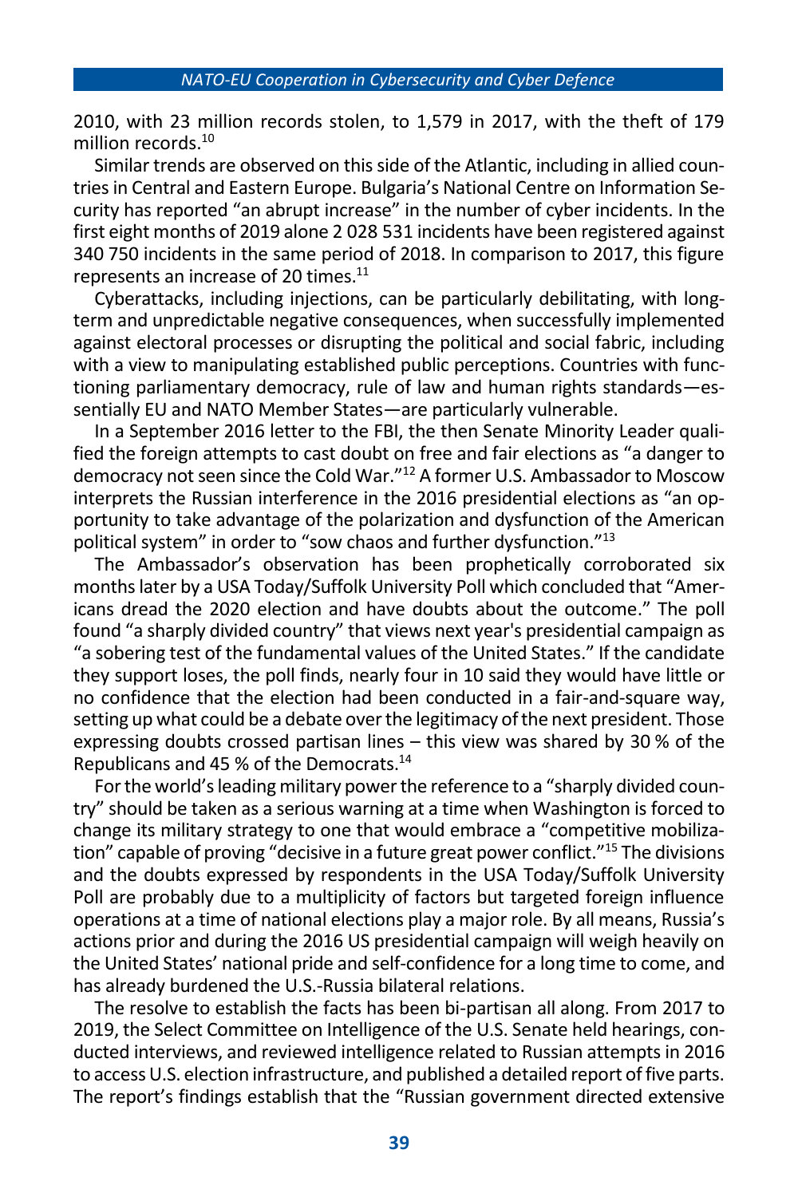2010, with 23 million records stolen, to 1,579 in 2017, with the theft of 179 million records.[10]

Similar trends are observed on this side of the Atlantic, including in allied countries in Central and Eastern Europe. Bulgaria's National Centre on Information Security has reported "an abrupt increase" in the number of cyber incidents. In the first eight months of 2019 alone 2 028 531 incidents have been registered against 340 750 incidents in the same period of 2018. In comparison to 2017, this figure represents an increase of 20 times.[11]

Cyberattacks, including injections, can be particularly debilitating, with long-term and unpredictable negative consequences, when successfully implemented against electoral processes or disrupting the political and social fabric, including with a view to manipulating established public perceptions. Countries with functioning parliamentary democracy, rule of law and human rights standards—essentially EU and NATO Member States—are particularly vulnerable.

In a September 2016 letter to the FBI, the then Senate Minority Leader qualified the foreign attempts to cast doubt on free and fair elections as "a danger to democracy not seen since the Cold War."[12] A former U.S. Ambassador to Moscow interprets the Russian interference in the 2016 presidential elections as "an opportunity to take advantage of the polarization and dysfunction of the American political system" in order to "sow chaos and further dysfunction."[13]

The Ambassador's observation has been prophetically corroborated six months later by a USA Today/Suffolk University Poll which concluded that "Americans dread the 2020 election and have doubts about the outcome." The poll found "a sharply divided country" that views next year's presidential campaign as "a sobering test of the fundamental values of the United States." If the candidate they support loses, the poll finds, nearly four in 10 said they would have little or no confidence that the election had been conducted in a fair-and-square way, setting up what could be a debate over the legitimacy of the next president. Those expressing doubts crossed partisan lines – this view was shared by 30 % of the Republicans and 45 % of the Democrats.[14]

For the world's leading military power the reference to a "sharply divided country" should be taken as a serious warning at a time when Washington is forced to change its military strategy to one that would embrace a "competitive mobilization" capable of proving "decisive in a future great power conflict."[15] The divisions and the doubts expressed by respondents in the USA Today/Suffolk University Poll are probably due to a multiplicity of factors but targeted foreign influence operations at a time of national elections play a major role. By all means, Russia's actions prior and during the 2016 US presidential campaign will weigh heavily on the United States' national pride and self-confidence for a long time to come, and has already burdened the U.S.-Russia bilateral relations.

The resolve to establish the facts has been bi-partisan all along. From 2017 to 2019, the Select Committee on Intelligence of the U.S. Senate held hearings, conducted interviews, and reviewed intelligence related to Russian attempts in 2016 to access U.S. election infrastructure, and published a detailed report of five parts. The report's findings establish that the "Russian government directed extensive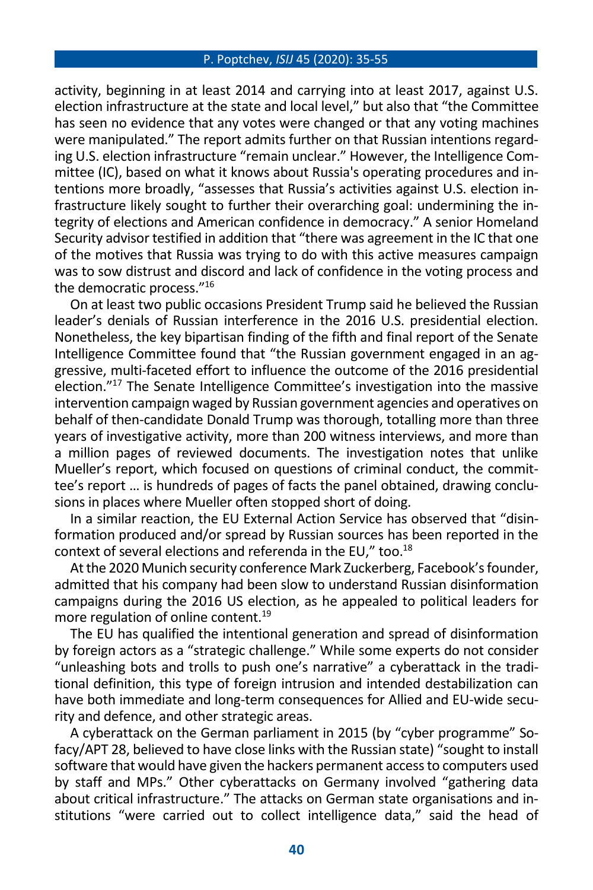activity, beginning in at least 2014 and carrying into at least 2017, against U.S. election infrastructure at the state and local level," but also that "the Committee has seen no evidence that any votes were changed or that any voting machines were manipulated." The report admits further on that Russian intentions regarding U.S. election infrastructure "remain unclear." However, the Intelligence Committee (IC), based on what it knows about Russia's operating procedures and intentions more broadly, "assesses that Russia's activities against U.S. election infrastructure likely sought to further their overarching goal: undermining the integrity of elections and American confidence in democracy." A senior Homeland Security advisor testified in addition that "there was agreement in the IC that one of the motives that Russia was trying to do with this active measures campaign was to sow distrust and discord and lack of confidence in the voting process and the democratic process."[16]

On at least two public occasions President Trump said he believed the Russian leader's denials of Russian interference in the 2016 U.S. presidential election. Nonetheless, the key bipartisan finding of the fifth and final report of the Senate Intelligence Committee found that "the Russian government engaged in an aggressive, multi-faceted effort to influence the outcome of the 2016 presidential election."[17] The Senate Intelligence Committee's investigation into the massive intervention campaign waged by Russian government agencies and operatives on behalf of then-candidate Donald Trump was thorough, totalling more than three years of investigative activity, more than 200 witness interviews, and more than a million pages of reviewed documents. The investigation notes that unlike Mueller's report, which focused on questions of criminal conduct, the committee's report … is hundreds of pages of facts the panel obtained, drawing conclusions in places where Mueller often stopped short of doing.

In a similar reaction, the EU External Action Service has observed that "disinformation produced and/or spread by Russian sources has been reported in the context of several elections and referenda in the EU," too.[18]

At the 2020 Munich security conference Mark Zuckerberg, Facebook's founder, admitted that his company had been slow to understand Russian disinformation campaigns during the 2016 US election, as he appealed to political leaders for more regulation of online content.[19]

The EU has qualified the intentional generation and spread of disinformation by foreign actors as a "strategic challenge." While some experts do not consider "unleashing bots and trolls to push one's narrative" a cyberattack in the traditional definition, this type of foreign intrusion and intended destabilization can have both immediate and long-term consequences for Allied and EU-wide security and defence, and other strategic areas.

A cyberattack on the German parliament in 2015 (by "cyber programme" Sofacy/APT 28, believed to have close links with the Russian state) "sought to install software that would have given the hackers permanent access to computers used by staff and MPs." Other cyberattacks on Germany involved "gathering data about critical infrastructure." The attacks on German state organisations and institutions "were carried out to collect intelligence data," said the head of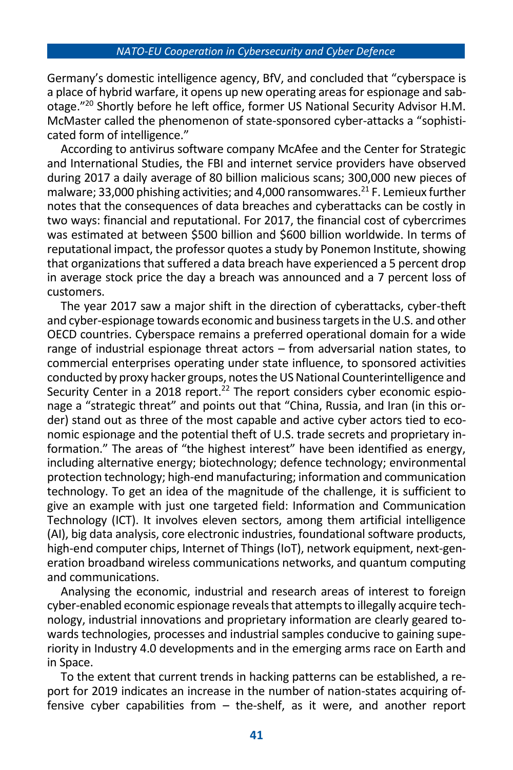Germany's domestic intelligence agency, BfV, and concluded that "cyberspace is a place of hybrid warfare, it opens up new operating areas for espionage and sabotage."[20] Shortly before he left office, former US National Security Advisor H.M. McMaster called the phenomenon of state-sponsored cyber-attacks a "sophisticated form of intelligence."

According to antivirus software company McAfee and the Center for Strategic and International Studies, the FBI and internet service providers have observed during 2017 a daily average of 80 billion malicious scans; 300,000 new pieces of malware; 33,000 phishing activities; and 4,000 ransomwares.[21] F. Lemieux further notes that the consequences of data breaches and cyberattacks can be costly in two ways: financial and reputational. For 2017, the financial cost of cybercrimes was estimated at between $500 billion and $600 billion worldwide. In terms of reputational impact, the professor quotes a study by Ponemon Institute, showing that organizations that suffered a data breach have experienced a 5 percent drop in average stock price the day a breach was announced and a 7 percent loss of customers.

The year 2017 saw a major shift in the direction of cyberattacks, cyber-theft and cyber-espionage towards economic and business targets in the U.S. and other OECD countries. Cyberspace remains a preferred operational domain for a wide range of industrial espionage threat actors – from adversarial nation states, to commercial enterprises operating under state influence, to sponsored activities conducted by proxy hacker groups, notes the US National Counterintelligence and Security Center in a 2018 report.[22] The report considers cyber economic espionage a "strategic threat" and points out that "China, Russia, and Iran (in this order) stand out as three of the most capable and active cyber actors tied to economic espionage and the potential theft of U.S. trade secrets and proprietary information." The areas of "the highest interest" have been identified as energy, including alternative energy; biotechnology; defence technology; environmental protection technology; high-end manufacturing; information and communication technology. To get an idea of the magnitude of the challenge, it is sufficient to give an example with just one targeted field: Information and Communication Technology (ICT). It involves eleven sectors, among them artificial intelligence (AI), big data analysis, core electronic industries, foundational software products, high-end computer chips, Internet of Things (IoT), network equipment, next-generation broadband wireless communications networks, and quantum computing and communications.

Analysing the economic, industrial and research areas of interest to foreign cyber-enabled economic espionage reveals that attempts to illegally acquire technology, industrial innovations and proprietary information are clearly geared towards technologies, processes and industrial samples conducive to gaining superiority in Industry 4.0 developments and in the emerging arms race on Earth and in Space.

To the extent that current trends in hacking patterns can be established, a report for 2019 indicates an increase in the number of nation-states acquiring offensive cyber capabilities from – the-shelf, as it were, and another report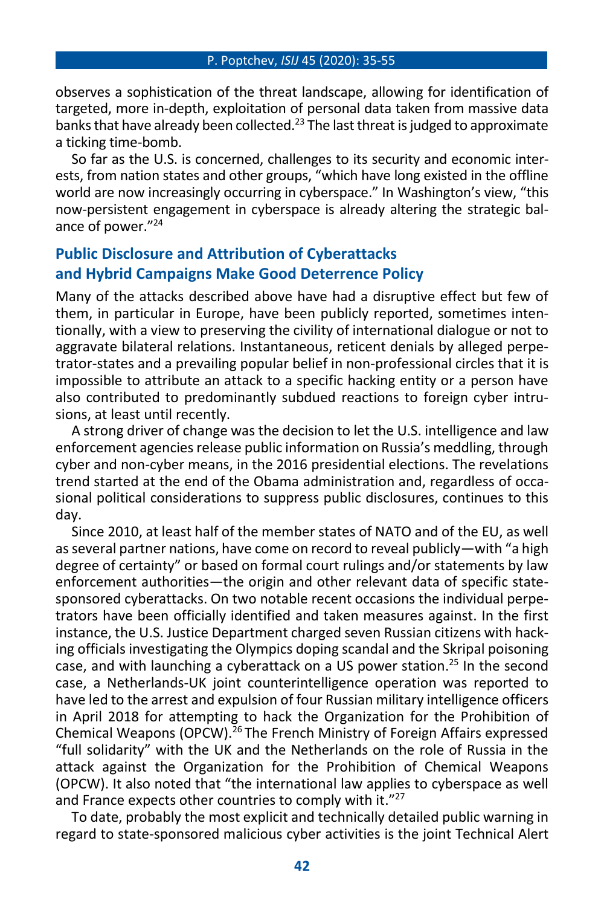observes a sophistication of the threat landscape, allowing for identification of targeted, more in-depth, exploitation of personal data taken from massive data banks that have already been collected.[23] The last threat is judged to approximate a ticking time-bomb.

So far as the U.S. is concerned, challenges to its security and economic interests, from nation states and other groups, "which have long existed in the offline world are now increasingly occurring in cyberspace." In Washington's view, "this now-persistent engagement in cyberspace is already altering the strategic balance of power."[24]

## Public Disclosure and Attribution of Cyberattacks and Hybrid Campaigns Make Good Deterrence Policy

Many of the attacks described above have had a disruptive effect but few of them, in particular in Europe, have been publicly reported, sometimes intentionally, with a view to preserving the civility of international dialogue or not to aggravate bilateral relations. Instantaneous, reticent denials by alleged perpetrator-states and a prevailing popular belief in non-professional circles that it is impossible to attribute an attack to a specific hacking entity or a person have also contributed to predominantly subdued reactions to foreign cyber intrusions, at least until recently.

A strong driver of change was the decision to let the U.S. intelligence and law enforcement agencies release public information on Russia's meddling, through cyber and non-cyber means, in the 2016 presidential elections. The revelations trend started at the end of the Obama administration and, regardless of occasional political considerations to suppress public disclosures, continues to this day.

Since 2010, at least half of the member states of NATO and of the EU, as well as several partner nations, have come on record to reveal publicly—with "a high degree of certainty" or based on formal court rulings and/or statements by law enforcement authorities—the origin and other relevant data of specific state-sponsored cyberattacks. On two notable recent occasions the individual perpetrators have been officially identified and taken measures against. In the first instance, the U.S. Justice Department charged seven Russian citizens with hacking officials investigating the Olympics doping scandal and the Skripal poisoning case, and with launching a cyberattack on a US power station.[25] In the second case, a Netherlands-UK joint counterintelligence operation was reported to have led to the arrest and expulsion of four Russian military intelligence officers in April 2018 for attempting to hack the Organization for the Prohibition of Chemical Weapons (OPCW).[26] The French Ministry of Foreign Affairs expressed "full solidarity" with the UK and the Netherlands on the role of Russia in the attack against the Organization for the Prohibition of Chemical Weapons (OPCW). It also noted that "the international law applies to cyberspace as well and France expects other countries to comply with it."[27]

To date, probably the most explicit and technically detailed public warning in regard to state-sponsored malicious cyber activities is the joint Technical Alert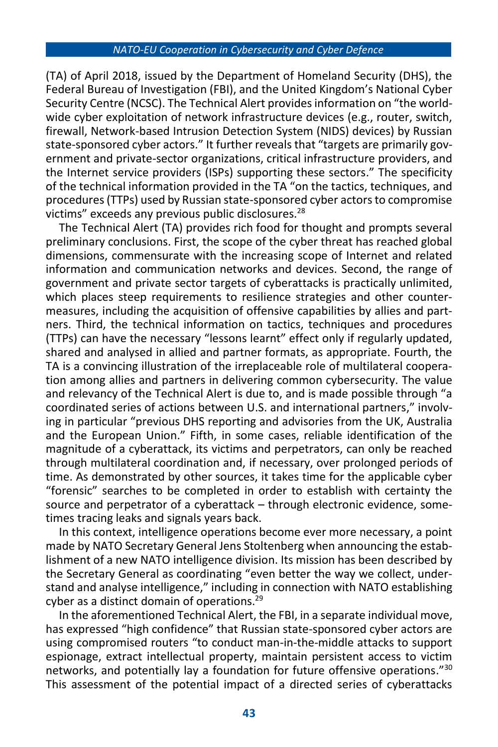(TA) of April 2018, issued by the Department of Homeland Security (DHS), the Federal Bureau of Investigation (FBI), and the United Kingdom's National Cyber Security Centre (NCSC). The Technical Alert provides information on "the worldwide cyber exploitation of network infrastructure devices (e.g., router, switch, firewall, Network-based Intrusion Detection System (NIDS) devices) by Russian state-sponsored cyber actors." It further reveals that "targets are primarily government and private-sector organizations, critical infrastructure providers, and the Internet service providers (ISPs) supporting these sectors." The specificity of the technical information provided in the TA "on the tactics, techniques, and procedures (TTPs) used by Russian state-sponsored cyber actors to compromise victims" exceeds any previous public disclosures.[28]

The Technical Alert (TA) provides rich food for thought and prompts several preliminary conclusions. First, the scope of the cyber threat has reached global dimensions, commensurate with the increasing scope of Internet and related information and communication networks and devices. Second, the range of government and private sector targets of cyberattacks is practically unlimited, which places steep requirements to resilience strategies and other countermeasures, including the acquisition of offensive capabilities by allies and partners. Third, the technical information on tactics, techniques and procedures (TTPs) can have the necessary "lessons learnt" effect only if regularly updated, shared and analysed in allied and partner formats, as appropriate. Fourth, the TA is a convincing illustration of the irreplaceable role of multilateral cooperation among allies and partners in delivering common cybersecurity. The value and relevancy of the Technical Alert is due to, and is made possible through "a coordinated series of actions between U.S. and international partners," involving in particular "previous DHS reporting and advisories from the UK, Australia and the European Union." Fifth, in some cases, reliable identification of the magnitude of a cyberattack, its victims and perpetrators, can only be reached through multilateral coordination and, if necessary, over prolonged periods of time. As demonstrated by other sources, it takes time for the applicable cyber "forensic" searches to be completed in order to establish with certainty the source and perpetrator of a cyberattack – through electronic evidence, sometimes tracing leaks and signals years back.

In this context, intelligence operations become ever more necessary, a point made by NATO Secretary General Jens Stoltenberg when announcing the establishment of a new NATO intelligence division. Its mission has been described by the Secretary General as coordinating "even better the way we collect, understand and analyse intelligence," including in connection with NATO establishing cyber as a distinct domain of operations.[29]

In the aforementioned Technical Alert, the FBI, in a separate individual move, has expressed "high confidence" that Russian state-sponsored cyber actors are using compromised routers "to conduct man-in-the-middle attacks to support espionage, extract intellectual property, maintain persistent access to victim networks, and potentially lay a foundation for future offensive operations."[30] This assessment of the potential impact of a directed series of cyberattacks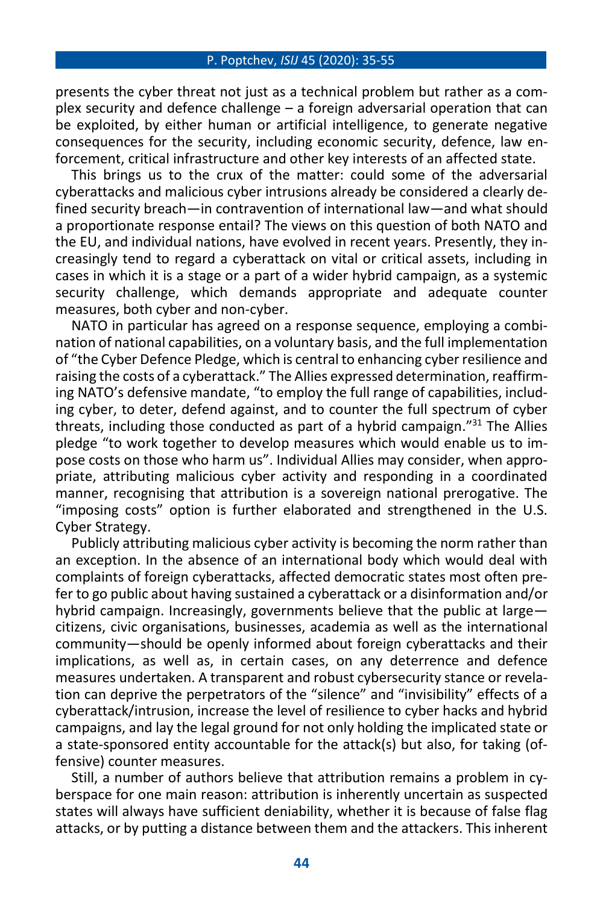presents the cyber threat not just as a technical problem but rather as a complex security and defence challenge – a foreign adversarial operation that can be exploited, by either human or artificial intelligence, to generate negative consequences for the security, including economic security, defence, law enforcement, critical infrastructure and other key interests of an affected state.

This brings us to the crux of the matter: could some of the adversarial cyberattacks and malicious cyber intrusions already be considered a clearly defined security breach—in contravention of international law—and what should a proportionate response entail? The views on this question of both NATO and the EU, and individual nations, have evolved in recent years. Presently, they increasingly tend to regard a cyberattack on vital or critical assets, including in cases in which it is a stage or a part of a wider hybrid campaign, as a systemic security challenge, which demands appropriate and adequate counter measures, both cyber and non-cyber.

NATO in particular has agreed on a response sequence, employing a combination of national capabilities, on a voluntary basis, and the full implementation of "the Cyber Defence Pledge, which is central to enhancing cyber resilience and raising the costs of a cyberattack." The Allies expressed determination, reaffirming NATO's defensive mandate, "to employ the full range of capabilities, including cyber, to deter, defend against, and to counter the full spectrum of cyber threats, including those conducted as part of a hybrid campaign."[31] The Allies pledge "to work together to develop measures which would enable us to impose costs on those who harm us". Individual Allies may consider, when appropriate, attributing malicious cyber activity and responding in a coordinated manner, recognising that attribution is a sovereign national prerogative. The "imposing costs" option is further elaborated and strengthened in the U.S. Cyber Strategy.

Publicly attributing malicious cyber activity is becoming the norm rather than an exception. In the absence of an international body which would deal with complaints of foreign cyberattacks, affected democratic states most often prefer to go public about having sustained a cyberattack or a disinformation and/or hybrid campaign. Increasingly, governments believe that the public at large—citizens, civic organisations, businesses, academia as well as the international community—should be openly informed about foreign cyberattacks and their implications, as well as, in certain cases, on any deterrence and defence measures undertaken. A transparent and robust cybersecurity stance or revelation can deprive the perpetrators of the "silence" and "invisibility" effects of a cyberattack/intrusion, increase the level of resilience to cyber hacks and hybrid campaigns, and lay the legal ground for not only holding the implicated state or a state-sponsored entity accountable for the attack(s) but also, for taking (offensive) counter measures.

Still, a number of authors believe that attribution remains a problem in cyberspace for one main reason: attribution is inherently uncertain as suspected states will always have sufficient deniability, whether it is because of false flag attacks, or by putting a distance between them and the attackers. This inherent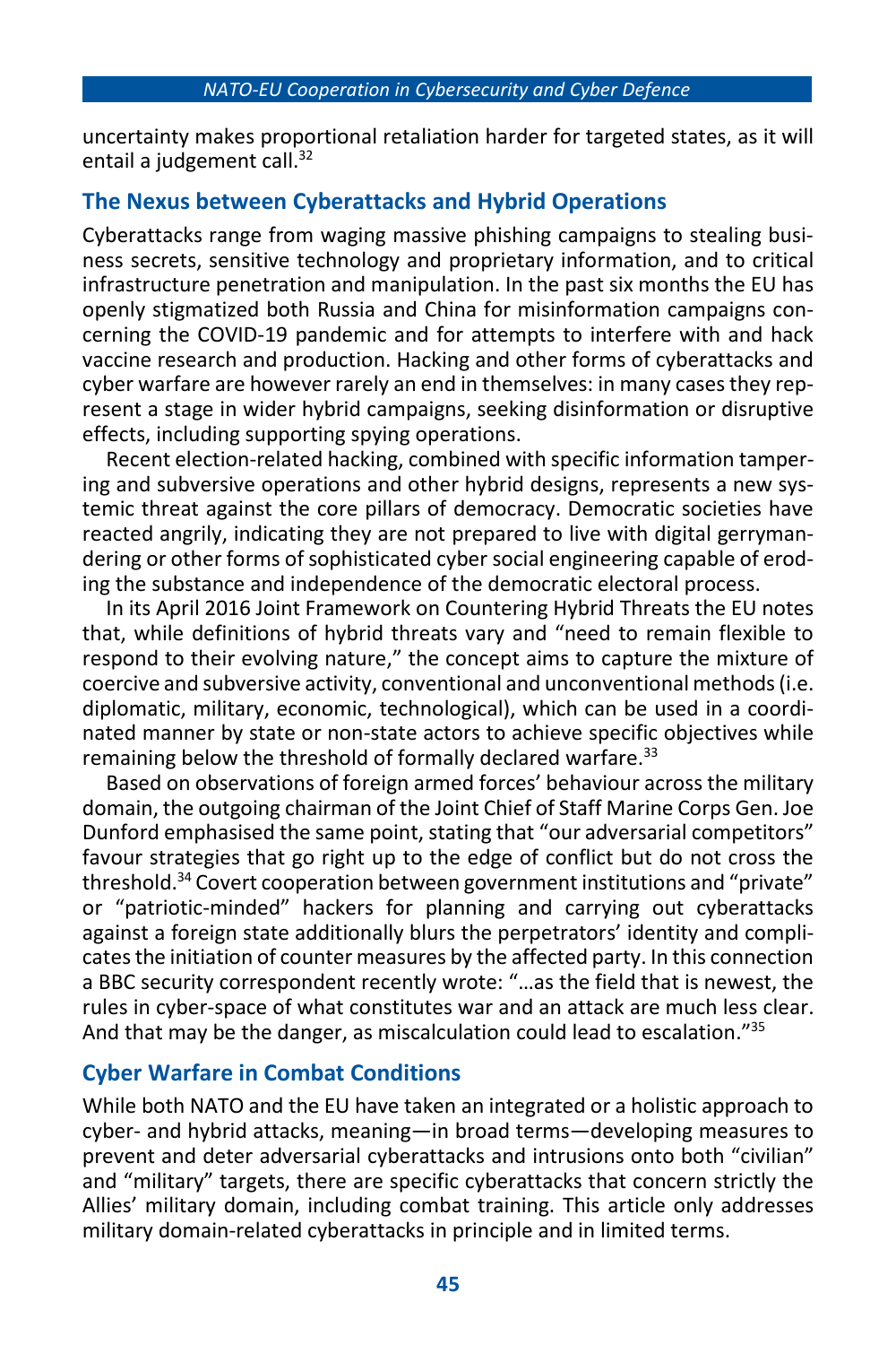uncertainty makes proportional retaliation harder for targeted states, as it will entail a judgement call.[32]

## The Nexus between Cyberattacks and Hybrid Operations

Cyberattacks range from waging massive phishing campaigns to stealing business secrets, sensitive technology and proprietary information, and to critical infrastructure penetration and manipulation. In the past six months the EU has openly stigmatized both Russia and China for misinformation campaigns concerning the COVID-19 pandemic and for attempts to interfere with and hack vaccine research and production. Hacking and other forms of cyberattacks and cyber warfare are however rarely an end in themselves: in many cases they represent a stage in wider hybrid campaigns, seeking disinformation or disruptive effects, including supporting spying operations.

Recent election-related hacking, combined with specific information tampering and subversive operations and other hybrid designs, represents a new systemic threat against the core pillars of democracy. Democratic societies have reacted angrily, indicating they are not prepared to live with digital gerrymandering or other forms of sophisticated cyber social engineering capable of eroding the substance and independence of the democratic electoral process.

In its April 2016 Joint Framework on Countering Hybrid Threats the EU notes that, while definitions of hybrid threats vary and "need to remain flexible to respond to their evolving nature," the concept aims to capture the mixture of coercive and subversive activity, conventional and unconventional methods (i.e. diplomatic, military, economic, technological), which can be used in a coordinated manner by state or non-state actors to achieve specific objectives while remaining below the threshold of formally declared warfare.[33]

Based on observations of foreign armed forces' behaviour across the military domain, the outgoing chairman of the Joint Chief of Staff Marine Corps Gen. Joe Dunford emphasised the same point, stating that "our adversarial competitors" favour strategies that go right up to the edge of conflict but do not cross the threshold.[34] Covert cooperation between government institutions and "private" or "patriotic-minded" hackers for planning and carrying out cyberattacks against a foreign state additionally blurs the perpetrators' identity and complicates the initiation of counter measures by the affected party. In this connection a BBC security correspondent recently wrote: "…as the field that is newest, the rules in cyber-space of what constitutes war and an attack are much less clear. And that may be the danger, as miscalculation could lead to escalation."[35]

## Cyber Warfare in Combat Conditions

While both NATO and the EU have taken an integrated or a holistic approach to cyber- and hybrid attacks, meaning—in broad terms—developing measures to prevent and deter adversarial cyberattacks and intrusions onto both "civilian" and "military" targets, there are specific cyberattacks that concern strictly the Allies' military domain, including combat training. This article only addresses military domain-related cyberattacks in principle and in limited terms.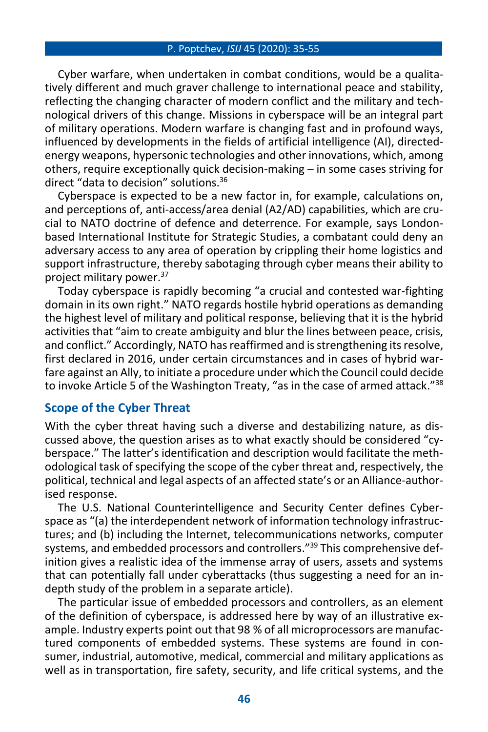Cyber warfare, when undertaken in combat conditions, would be a qualitatively different and much graver challenge to international peace and stability, reflecting the changing character of modern conflict and the military and technological drivers of this change. Missions in cyberspace will be an integral part of military operations. Modern warfare is changing fast and in profound ways, influenced by developments in the fields of artificial intelligence (AI), directed-energy weapons, hypersonic technologies and other innovations, which, among others, require exceptionally quick decision-making – in some cases striving for direct "data to decision" solutions.[36]

Cyberspace is expected to be a new factor in, for example, calculations on, and perceptions of, anti-access/area denial (A2/AD) capabilities, which are crucial to NATO doctrine of defence and deterrence. For example, says London-based International Institute for Strategic Studies, a combatant could deny an adversary access to any area of operation by crippling their home logistics and support infrastructure, thereby sabotaging through cyber means their ability to project military power.[37]

Today cyberspace is rapidly becoming "a crucial and contested war-fighting domain in its own right." NATO regards hostile hybrid operations as demanding the highest level of military and political response, believing that it is the hybrid activities that "aim to create ambiguity and blur the lines between peace, crisis, and conflict." Accordingly, NATO has reaffirmed and is strengthening its resolve, first declared in 2016, under certain circumstances and in cases of hybrid warfare against an Ally, to initiate a procedure under which the Council could decide to invoke Article 5 of the Washington Treaty, "as in the case of armed attack."[38]

## Scope of the Cyber Threat

With the cyber threat having such a diverse and destabilizing nature, as discussed above, the question arises as to what exactly should be considered "cyberspace." The latter's identification and description would facilitate the methodological task of specifying the scope of the cyber threat and, respectively, the political, technical and legal aspects of an affected state's or an Alliance-authorised response.

The U.S. National Counterintelligence and Security Center defines Cyberspace as "(a) the interdependent network of information technology infrastructures; and (b) including the Internet, telecommunications networks, computer systems, and embedded processors and controllers."[39] This comprehensive definition gives a realistic idea of the immense array of users, assets and systems that can potentially fall under cyberattacks (thus suggesting a need for an in-depth study of the problem in a separate article).

The particular issue of embedded processors and controllers, as an element of the definition of cyberspace, is addressed here by way of an illustrative example. Industry experts point out that 98 % of all microprocessors are manufactured components of embedded systems. These systems are found in consumer, industrial, automotive, medical, commercial and military applications as well as in transportation, fire safety, security, and life critical systems, and the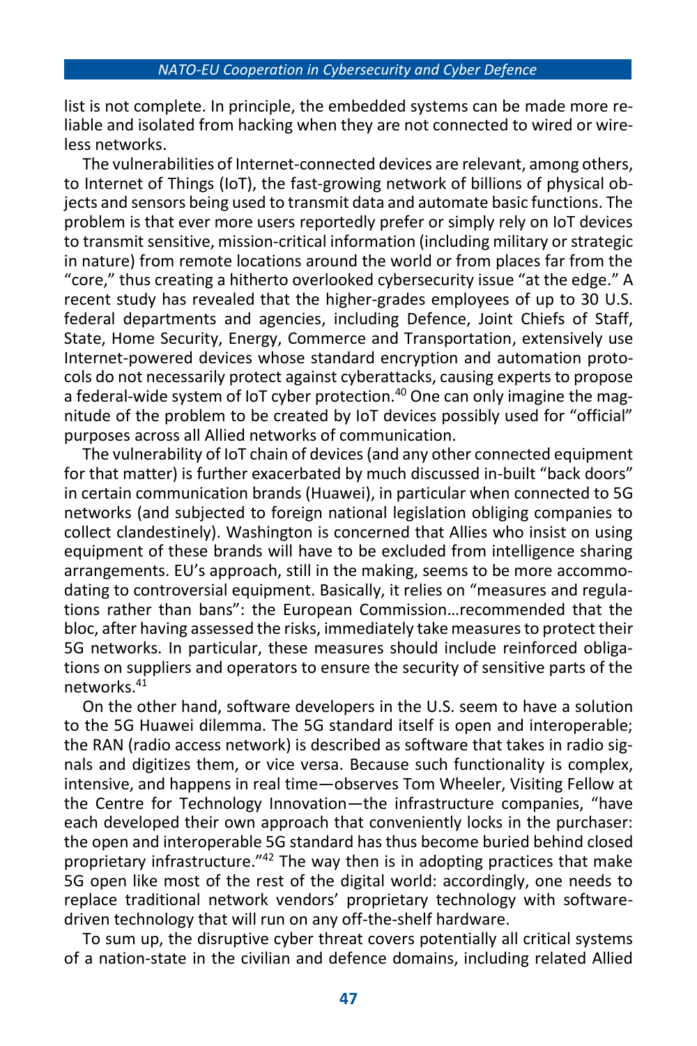list is not complete. In principle, the embedded systems can be made more reliable and isolated from hacking when they are not connected to wired or wireless networks.

The vulnerabilities of Internet-connected devices are relevant, among others, to Internet of Things (IoT), the fast-growing network of billions of physical objects and sensors being used to transmit data and automate basic functions. The problem is that ever more users reportedly prefer or simply rely on IoT devices to transmit sensitive, mission-critical information (including military or strategic in nature) from remote locations around the world or from places far from the "core," thus creating a hitherto overlooked cybersecurity issue "at the edge." A recent study has revealed that the higher-grades employees of up to 30 U.S. federal departments and agencies, including Defence, Joint Chiefs of Staff, State, Home Security, Energy, Commerce and Transportation, extensively use Internet-powered devices whose standard encryption and automation protocols do not necessarily protect against cyberattacks, causing experts to propose a federal-wide system of IoT cyber protection.[40] One can only imagine the magnitude of the problem to be created by IoT devices possibly used for "official" purposes across all Allied networks of communication.

The vulnerability of IoT chain of devices (and any other connected equipment for that matter) is further exacerbated by much discussed in-built "back doors" in certain communication brands (Huawei), in particular when connected to 5G networks (and subjected to foreign national legislation obliging companies to collect clandestinely). Washington is concerned that Allies who insist on using equipment of these brands will have to be excluded from intelligence sharing arrangements. EU's approach, still in the making, seems to be more accommodating to controversial equipment. Basically, it relies on "measures and regulations rather than bans": the European Commission…recommended that the bloc, after having assessed the risks, immediately take measures to protect their 5G networks. In particular, these measures should include reinforced obligations on suppliers and operators to ensure the security of sensitive parts of the networks.[41]

On the other hand, software developers in the U.S. seem to have a solution to the 5G Huawei dilemma. The 5G standard itself is open and interoperable; the RAN (radio access network) is described as software that takes in radio signals and digitizes them, or vice versa. Because such functionality is complex, intensive, and happens in real time—observes Tom Wheeler, Visiting Fellow at the Centre for Technology Innovation—the infrastructure companies, "have each developed their own approach that conveniently locks in the purchaser: the open and interoperable 5G standard has thus become buried behind closed proprietary infrastructure."[42] The way then is in adopting practices that make 5G open like most of the rest of the digital world: accordingly, one needs to replace traditional network vendors' proprietary technology with software-driven technology that will run on any off-the-shelf hardware.

To sum up, the disruptive cyber threat covers potentially all critical systems of a nation-state in the civilian and defence domains, including related Allied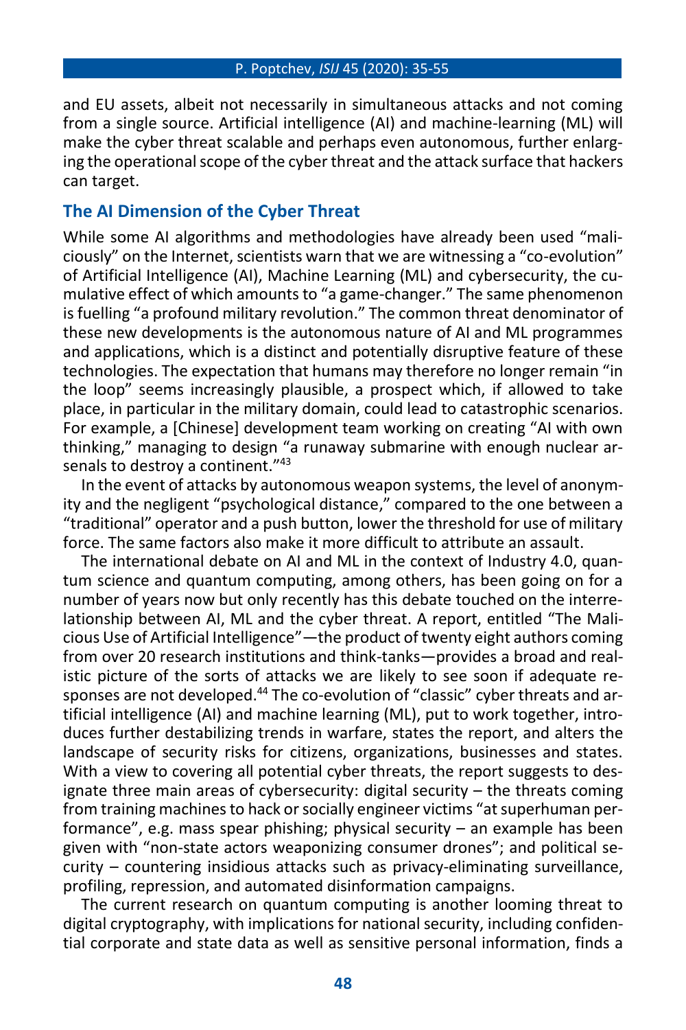and EU assets, albeit not necessarily in simultaneous attacks and not coming from a single source. Artificial intelligence (AI) and machine-learning (ML) will make the cyber threat scalable and perhaps even autonomous, further enlarging the operational scope of the cyber threat and the attack surface that hackers can target.

## The AI Dimension of the Cyber Threat

While some AI algorithms and methodologies have already been used "maliciously" on the Internet, scientists warn that we are witnessing a "co-evolution" of Artificial Intelligence (AI), Machine Learning (ML) and cybersecurity, the cumulative effect of which amounts to "a game-changer." The same phenomenon is fuelling "a profound military revolution." The common threat denominator of these new developments is the autonomous nature of AI and ML programmes and applications, which is a distinct and potentially disruptive feature of these technologies. The expectation that humans may therefore no longer remain "in the loop" seems increasingly plausible, a prospect which, if allowed to take place, in particular in the military domain, could lead to catastrophic scenarios. For example, a [Chinese] development team working on creating "AI with own thinking," managing to design "a runaway submarine with enough nuclear arsenals to destroy a continent."[43]

In the event of attacks by autonomous weapon systems, the level of anonymity and the negligent "psychological distance," compared to the one between a "traditional" operator and a push button, lower the threshold for use of military force. The same factors also make it more difficult to attribute an assault.

The international debate on AI and ML in the context of Industry 4.0, quantum science and quantum computing, among others, has been going on for a number of years now but only recently has this debate touched on the interrelationship between AI, ML and the cyber threat. A report, entitled "The Malicious Use of Artificial Intelligence"—the product of twenty eight authors coming from over 20 research institutions and think-tanks—provides a broad and realistic picture of the sorts of attacks we are likely to see soon if adequate responses are not developed.[44] The co-evolution of "classic" cyber threats and artificial intelligence (AI) and machine learning (ML), put to work together, introduces further destabilizing trends in warfare, states the report, and alters the landscape of security risks for citizens, organizations, businesses and states. With a view to covering all potential cyber threats, the report suggests to designate three main areas of cybersecurity: digital security – the threats coming from training machines to hack or socially engineer victims "at superhuman performance", e.g. mass spear phishing; physical security – an example has been given with "non-state actors weaponizing consumer drones"; and political security – countering insidious attacks such as privacy-eliminating surveillance, profiling, repression, and automated disinformation campaigns.

The current research on quantum computing is another looming threat to digital cryptography, with implications for national security, including confidential corporate and state data as well as sensitive personal information, finds a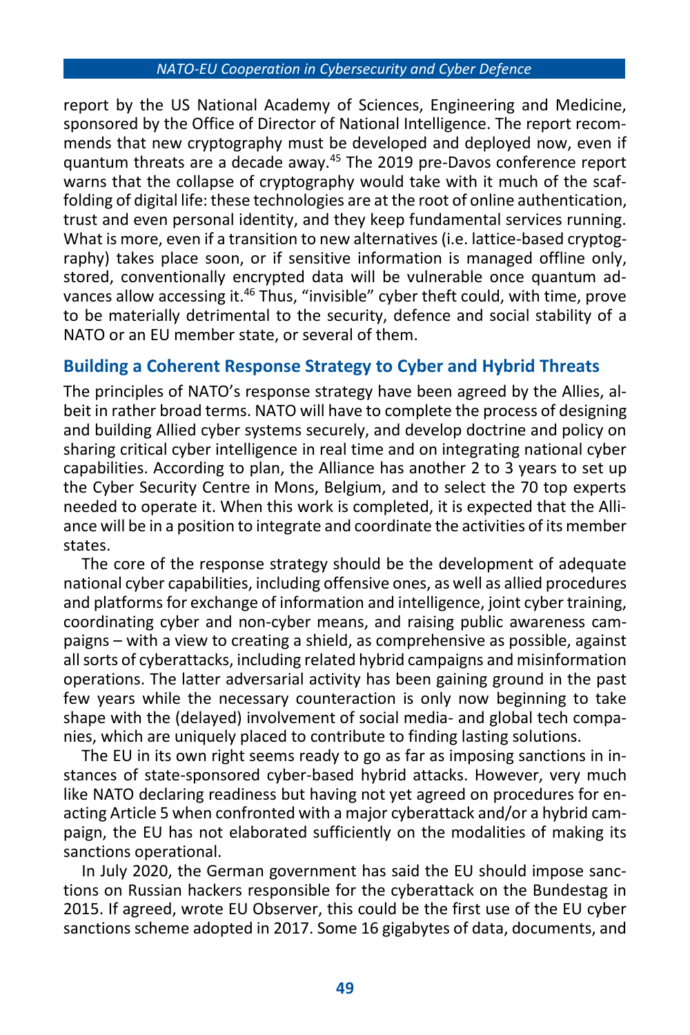report by the US National Academy of Sciences, Engineering and Medicine, sponsored by the Office of Director of National Intelligence. The report recommends that new cryptography must be developed and deployed now, even if quantum threats are a decade away.[45] The 2019 pre-Davos conference report warns that the collapse of cryptography would take with it much of the scaffolding of digital life: these technologies are at the root of online authentication, trust and even personal identity, and they keep fundamental services running. What is more, even if a transition to new alternatives (i.e. lattice-based cryptography) takes place soon, or if sensitive information is managed offline only, stored, conventionally encrypted data will be vulnerable once quantum advances allow accessing it.[46] Thus, "invisible" cyber theft could, with time, prove to be materially detrimental to the security, defence and social stability of a NATO or an EU member state, or several of them.

## Building a Coherent Response Strategy to Cyber and Hybrid Threats

The principles of NATO's response strategy have been agreed by the Allies, albeit in rather broad terms. NATO will have to complete the process of designing and building Allied cyber systems securely, and develop doctrine and policy on sharing critical cyber intelligence in real time and on integrating national cyber capabilities. According to plan, the Alliance has another 2 to 3 years to set up the Cyber Security Centre in Mons, Belgium, and to select the 70 top experts needed to operate it. When this work is completed, it is expected that the Alliance will be in a position to integrate and coordinate the activities of its member states.

The core of the response strategy should be the development of adequate national cyber capabilities, including offensive ones, as well as allied procedures and platforms for exchange of information and intelligence, joint cyber training, coordinating cyber and non-cyber means, and raising public awareness campaigns – with a view to creating a shield, as comprehensive as possible, against all sorts of cyberattacks, including related hybrid campaigns and misinformation operations. The latter adversarial activity has been gaining ground in the past few years while the necessary counteraction is only now beginning to take shape with the (delayed) involvement of social media- and global tech companies, which are uniquely placed to contribute to finding lasting solutions.

The EU in its own right seems ready to go as far as imposing sanctions in instances of state-sponsored cyber-based hybrid attacks. However, very much like NATO declaring readiness but having not yet agreed on procedures for enacting Article 5 when confronted with a major cyberattack and/or a hybrid campaign, the EU has not elaborated sufficiently on the modalities of making its sanctions operational.

In July 2020, the German government has said the EU should impose sanctions on Russian hackers responsible for the cyberattack on the Bundestag in 2015. If agreed, wrote EU Observer, this could be the first use of the EU cyber sanctions scheme adopted in 2017. Some 16 gigabytes of data, documents, and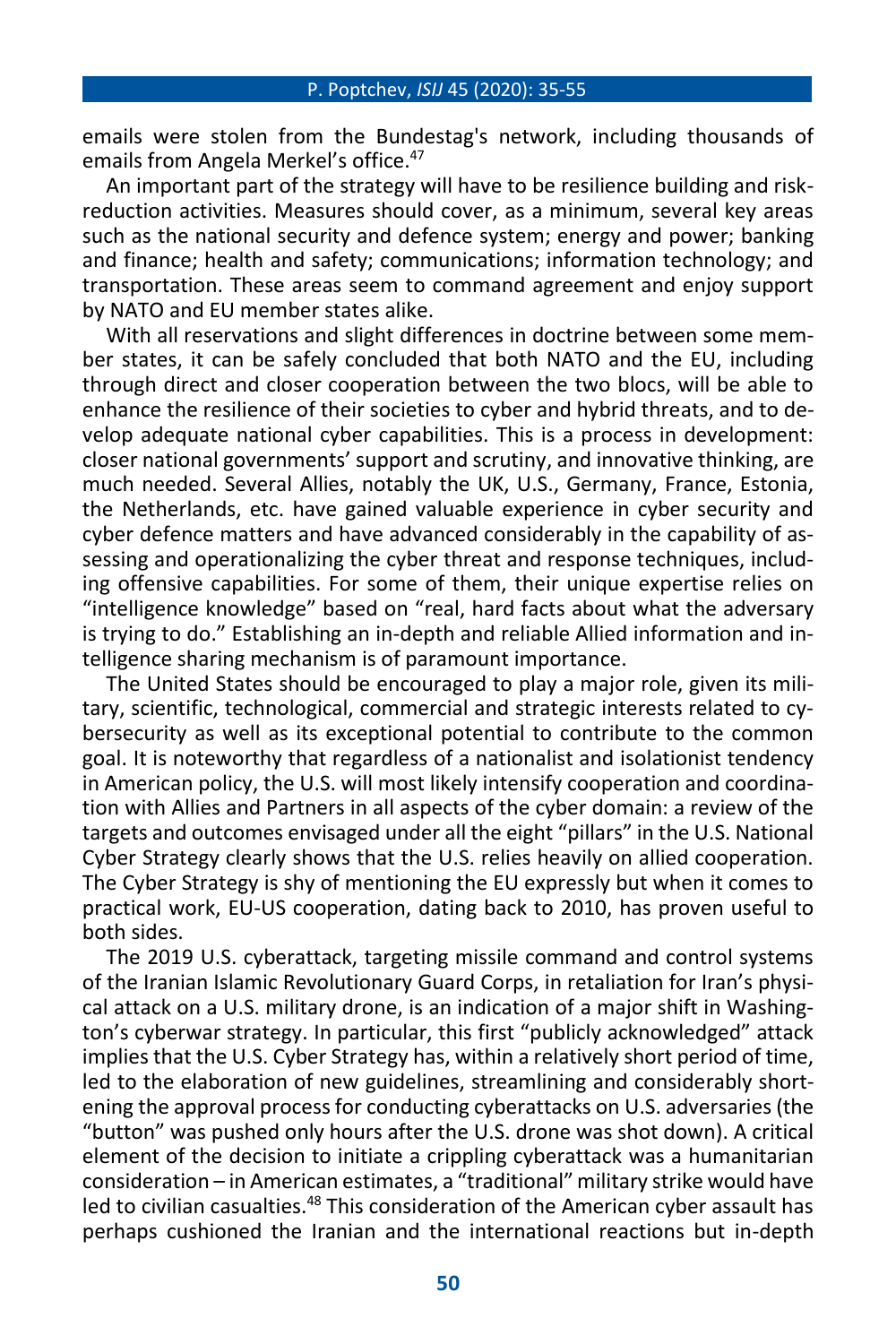emails were stolen from the Bundestag's network, including thousands of emails from Angela Merkel's office.[47]

An important part of the strategy will have to be resilience building and risk-reduction activities. Measures should cover, as a minimum, several key areas such as the national security and defence system; energy and power; banking and finance; health and safety; communications; information technology; and transportation. These areas seem to command agreement and enjoy support by NATO and EU member states alike.

With all reservations and slight differences in doctrine between some member states, it can be safely concluded that both NATO and the EU, including through direct and closer cooperation between the two blocs, will be able to enhance the resilience of their societies to cyber and hybrid threats, and to develop adequate national cyber capabilities. This is a process in development: closer national governments' support and scrutiny, and innovative thinking, are much needed. Several Allies, notably the UK, U.S., Germany, France, Estonia, the Netherlands, etc. have gained valuable experience in cyber security and cyber defence matters and have advanced considerably in the capability of assessing and operationalizing the cyber threat and response techniques, including offensive capabilities. For some of them, their unique expertise relies on "intelligence knowledge" based on "real, hard facts about what the adversary is trying to do." Establishing an in-depth and reliable Allied information and intelligence sharing mechanism is of paramount importance.

The United States should be encouraged to play a major role, given its military, scientific, technological, commercial and strategic interests related to cybersecurity as well as its exceptional potential to contribute to the common goal. It is noteworthy that regardless of a nationalist and isolationist tendency in American policy, the U.S. will most likely intensify cooperation and coordination with Allies and Partners in all aspects of the cyber domain: a review of the targets and outcomes envisaged under all the eight "pillars" in the U.S. National Cyber Strategy clearly shows that the U.S. relies heavily on allied cooperation. The Cyber Strategy is shy of mentioning the EU expressly but when it comes to practical work, EU-US cooperation, dating back to 2010, has proven useful to both sides.

The 2019 U.S. cyberattack, targeting missile command and control systems of the Iranian Islamic Revolutionary Guard Corps, in retaliation for Iran's physical attack on a U.S. military drone, is an indication of a major shift in Washington's cyberwar strategy. In particular, this first "publicly acknowledged" attack implies that the U.S. Cyber Strategy has, within a relatively short period of time, led to the elaboration of new guidelines, streamlining and considerably shortening the approval process for conducting cyberattacks on U.S. adversaries (the "button" was pushed only hours after the U.S. drone was shot down). A critical element of the decision to initiate a crippling cyberattack was a humanitarian consideration – in American estimates, a "traditional" military strike would have led to civilian casualties.[48] This consideration of the American cyber assault has perhaps cushioned the Iranian and the international reactions but in-depth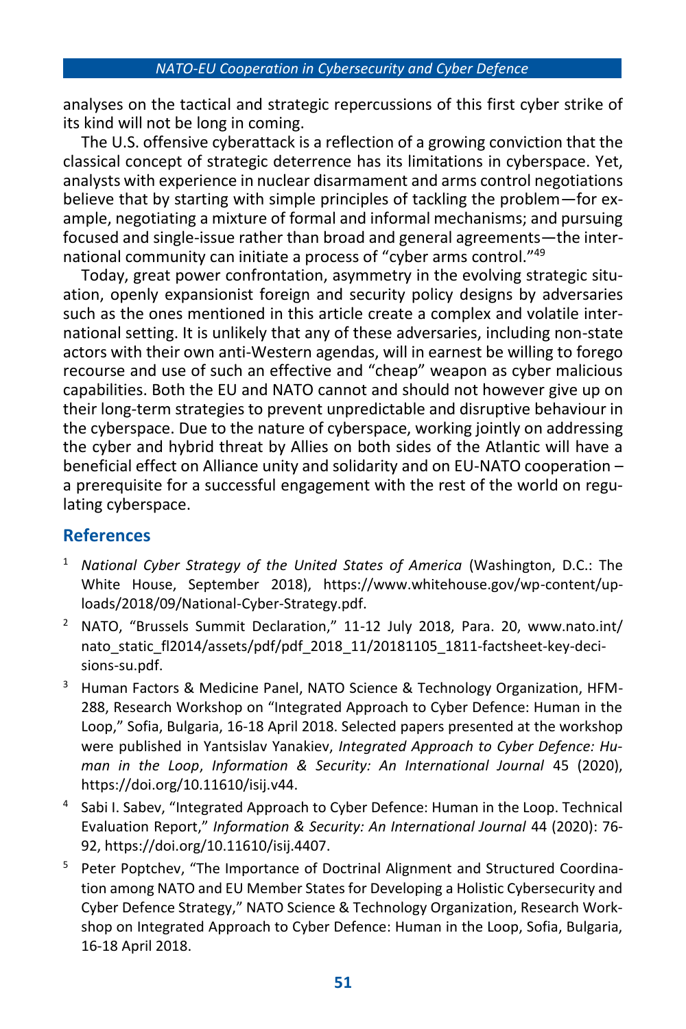analyses on the tactical and strategic repercussions of this first cyber strike of its kind will not be long in coming.

The U.S. offensive cyberattack is a reflection of a growing conviction that the classical concept of strategic deterrence has its limitations in cyberspace. Yet, analysts with experience in nuclear disarmament and arms control negotiations believe that by starting with simple principles of tackling the problem—for example, negotiating a mixture of formal and informal mechanisms; and pursuing focused and single-issue rather than broad and general agreements—the international community can initiate a process of "cyber arms control."[49]

Today, great power confrontation, asymmetry in the evolving strategic situation, openly expansionist foreign and security policy designs by adversaries such as the ones mentioned in this article create a complex and volatile international setting. It is unlikely that any of these adversaries, including non-state actors with their own anti-Western agendas, will in earnest be willing to forego recourse and use of such an effective and "cheap" weapon as cyber malicious capabilities. Both the EU and NATO cannot and should not however give up on their long-term strategies to prevent unpredictable and disruptive behaviour in the cyberspace. Due to the nature of cyberspace, working jointly on addressing the cyber and hybrid threat by Allies on both sides of the Atlantic will have a beneficial effect on Alliance unity and solidarity and on EU-NATO cooperation – a prerequisite for a successful engagement with the rest of the world on regulating cyberspace.

## References

1. *National Cyber Strategy of the United States of America* (Washington, D.C.: The White House, September 2018), https://www.whitehouse.gov/wp-content/uploads/2018/09/National-Cyber-Strategy.pdf.
2. NATO, "Brussels Summit Declaration," 11-12 July 2018, Para. 20, www.nato.int/nato_static_fl2014/assets/pdf/pdf_2018_11/20181105_1811-factsheet-key-decisions-su.pdf.
3. Human Factors & Medicine Panel, NATO Science & Technology Organization, HFM-288, Research Workshop on "Integrated Approach to Cyber Defence: Human in the Loop," Sofia, Bulgaria, 16-18 April 2018. Selected papers presented at the workshop were published in Yantsislav Yanakiev, *Integrated Approach to Cyber Defence: Human in the Loop*, *Information & Security: An International Journal* 45 (2020), https://doi.org/10.11610/isij.v44.
4. Sabi I. Sabev, "Integrated Approach to Cyber Defence: Human in the Loop. Technical Evaluation Report," *Information & Security: An International Journal* 44 (2020): 76-92, https://doi.org/10.11610/isij.4407.
5. Peter Poptchev, "The Importance of Doctrinal Alignment and Structured Coordination among NATO and EU Member States for Developing a Holistic Cybersecurity and Cyber Defence Strategy," NATO Science & Technology Organization, Research Workshop on Integrated Approach to Cyber Defence: Human in the Loop, Sofia, Bulgaria, 16-18 April 2018.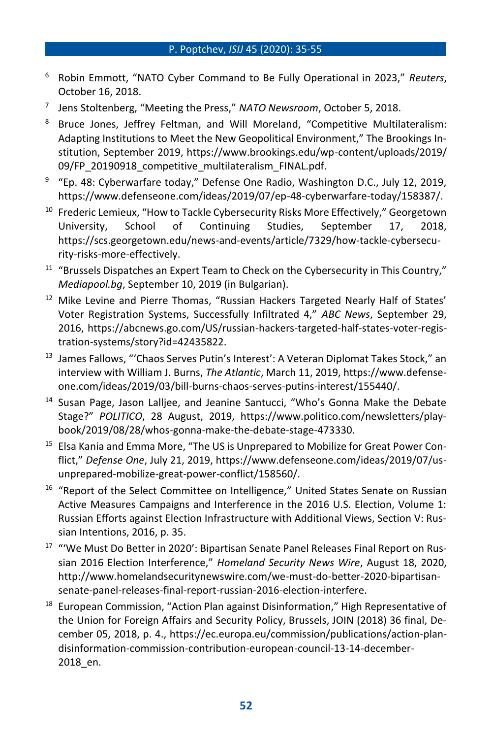6. Robin Emmott, "NATO Cyber Command to Be Fully Operational in 2023," *Reuters*, October 16, 2018.
7. Jens Stoltenberg, "Meeting the Press," *NATO Newsroom*, October 5, 2018.
8. Bruce Jones, Jeffrey Feltman, and Will Moreland, "Competitive Multilateralism: Adapting Institutions to Meet the New Geopolitical Environment," The Brookings Institution, September 2019, https://www.brookings.edu/wp-content/uploads/2019/09/FP_20190918_competitive_multilateralism_FINAL.pdf.
9. "Ep. 48: Cyberwarfare today," Defense One Radio, Washington D.C., July 12, 2019, https://www.defenseone.com/ideas/2019/07/ep-48-cyberwarfare-today/158387/.
10. Frederic Lemieux, "How to Tackle Cybersecurity Risks More Effectively," Georgetown University, School of Continuing Studies, September 17, 2018, https://scs.georgetown.edu/news-and-events/article/7329/how-tackle-cybersecurity-risks-more-effectively.
11. "Brussels Dispatches an Expert Team to Check on the Cybersecurity in This Country," *Mediapool.bg*, September 10, 2019 (in Bulgarian).
12. Mike Levine and Pierre Thomas, "Russian Hackers Targeted Nearly Half of States' Voter Registration Systems, Successfully Infiltrated 4," *ABC News*, September 29, 2016, https://abcnews.go.com/US/russian-hackers-targeted-half-states-voter-registration-systems/story?id=42435822.
13. James Fallows, "'Chaos Serves Putin's Interest': A Veteran Diplomat Takes Stock," an interview with William J. Burns, *The Atlantic*, March 11, 2019, https://www.defenseone.com/ideas/2019/03/bill-burns-chaos-serves-putins-interest/155440/.
14. Susan Page, Jason Lalljee, and Jeanine Santucci, "Who's Gonna Make the Debate Stage?" *POLITICO*, 28 August, 2019, https://www.politico.com/newsletters/playbook/2019/08/28/whos-gonna-make-the-debate-stage-473330.
15. Elsa Kania and Emma More, "The US is Unprepared to Mobilize for Great Power Conflict," *Defense One*, July 21, 2019, https://www.defenseone.com/ideas/2019/07/us-unprepared-mobilize-great-power-conflict/158560/.
16. "Report of the Select Committee on Intelligence," United States Senate on Russian Active Measures Campaigns and Interference in the 2016 U.S. Election, Volume 1: Russian Efforts against Election Infrastructure with Additional Views, Section V: Russian Intentions, 2016, p. 35.
17. "'We Must Do Better in 2020': Bipartisan Senate Panel Releases Final Report on Russian 2016 Election Interference," *Homeland Security News Wire*, August 18, 2020, http://www.homelandsecuritynewswire.com/we-must-do-better-2020-bipartisan-senate-panel-releases-final-report-russian-2016-election-interfere.
18. European Commission, "Action Plan against Disinformation," High Representative of the Union for Foreign Affairs and Security Policy, Brussels, JOIN (2018) 36 final, December 05, 2018, p. 4., https://ec.europa.eu/commission/publications/action-plan-disinformation-commission-contribution-european-council-13-14-december-2018_en.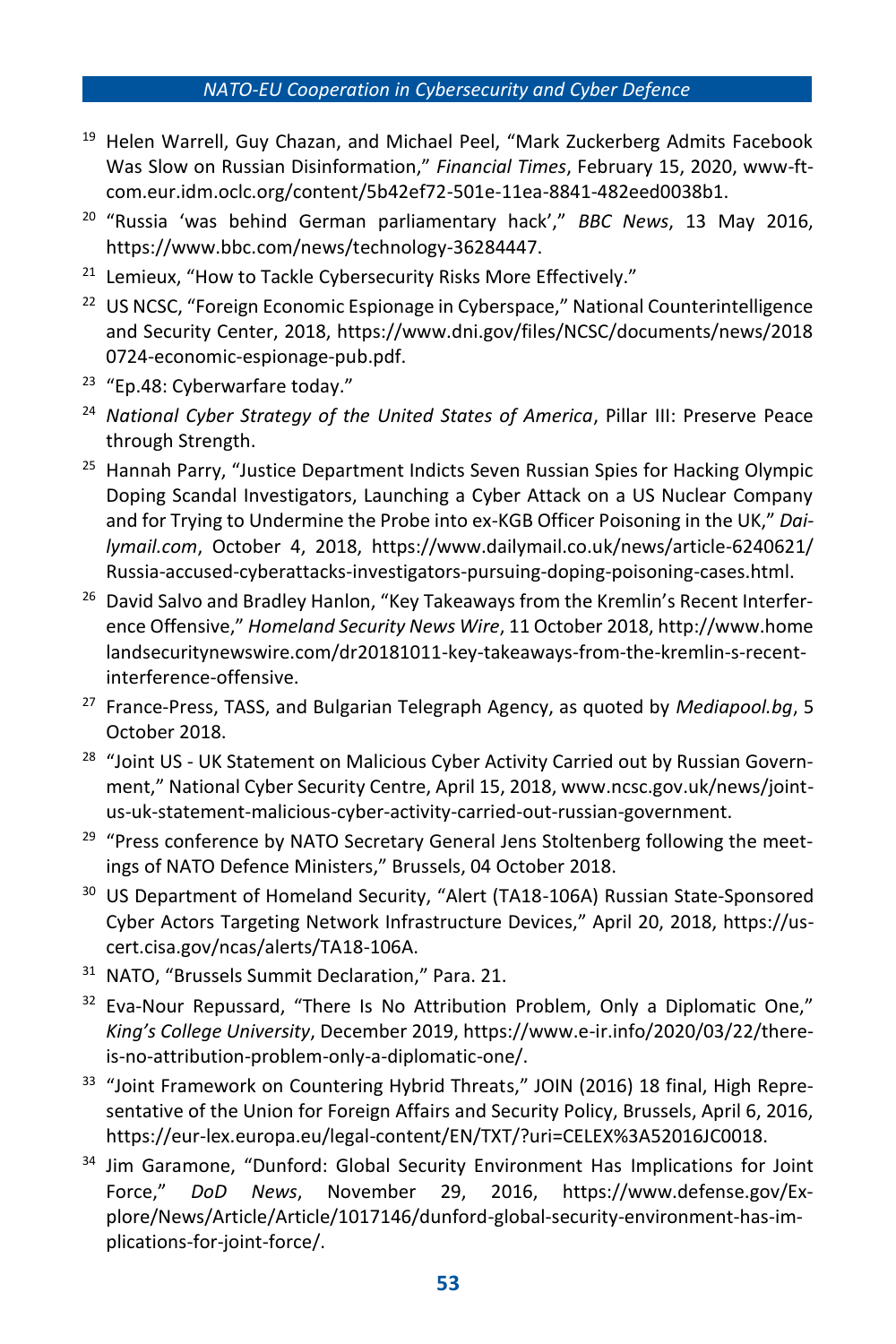[19] Helen Warrell, Guy Chazan, and Michael Peel, "Mark Zuckerberg Admits Facebook Was Slow on Russian Disinformation," *Financial Times*, February 15, 2020, www-ft-com.eur.idm.oclc.org/content/5b42ef72-501e-11ea-8841-482eed0038b1.

[20] "Russia 'was behind German parliamentary hack'," *BBC News*, 13 May 2016, https://www.bbc.com/news/technology-36284447.

[21] Lemieux, "How to Tackle Cybersecurity Risks More Effectively."

[22] US NCSC, "Foreign Economic Espionage in Cyberspace," National Counterintelligence and Security Center, 2018, https://www.dni.gov/files/NCSC/documents/news/20180724-economic-espionage-pub.pdf.

[23] "Ep.48: Cyberwarfare today."

[24] *National Cyber Strategy of the United States of America*, Pillar III: Preserve Peace through Strength.

[25] Hannah Parry, "Justice Department Indicts Seven Russian Spies for Hacking Olympic Doping Scandal Investigators, Launching a Cyber Attack on a US Nuclear Company and for Trying to Undermine the Probe into ex-KGB Officer Poisoning in the UK," *Dailymail.com*, October 4, 2018, https://www.dailymail.co.uk/news/article-6240621/Russia-accused-cyberattacks-investigators-pursuing-doping-poisoning-cases.html.

[26] David Salvo and Bradley Hanlon, "Key Takeaways from the Kremlin's Recent Interference Offensive," *Homeland Security News Wire*, 11 October 2018, http://www.homelandsecuritynewswire.com/dr20181011-key-takeaways-from-the-kremlin-s-recent-interference-offensive.

[27] France-Press, TASS, and Bulgarian Telegraph Agency, as quoted by *Mediapool.bg*, 5 October 2018.

[28] "Joint US - UK Statement on Malicious Cyber Activity Carried out by Russian Government," National Cyber Security Centre, April 15, 2018, www.ncsc.gov.uk/news/joint-us-uk-statement-malicious-cyber-activity-carried-out-russian-government.

[29] "Press conference by NATO Secretary General Jens Stoltenberg following the meetings of NATO Defence Ministers," Brussels, 04 October 2018.

[30] US Department of Homeland Security, "Alert (TA18-106A) Russian State-Sponsored Cyber Actors Targeting Network Infrastructure Devices," April 20, 2018, https://us-cert.cisa.gov/ncas/alerts/TA18-106A.

[31] NATO, "Brussels Summit Declaration," Para. 21.

[32] Eva-Nour Repussard, "There Is No Attribution Problem, Only a Diplomatic One," *King's College University*, December 2019, https://www.e-ir.info/2020/03/22/there-is-no-attribution-problem-only-a-diplomatic-one/.

[33] "Joint Framework on Countering Hybrid Threats," JOIN (2016) 18 final, High Representative of the Union for Foreign Affairs and Security Policy, Brussels, April 6, 2016, https://eur-lex.europa.eu/legal-content/EN/TXT/?uri=CELEX%3A52016JC0018.

[34] Jim Garamone, "Dunford: Global Security Environment Has Implications for Joint Force," *DoD News*, November 29, 2016, https://www.defense.gov/Explore/News/Article/Article/1017146/dunford-global-security-environment-has-implications-for-joint-force/.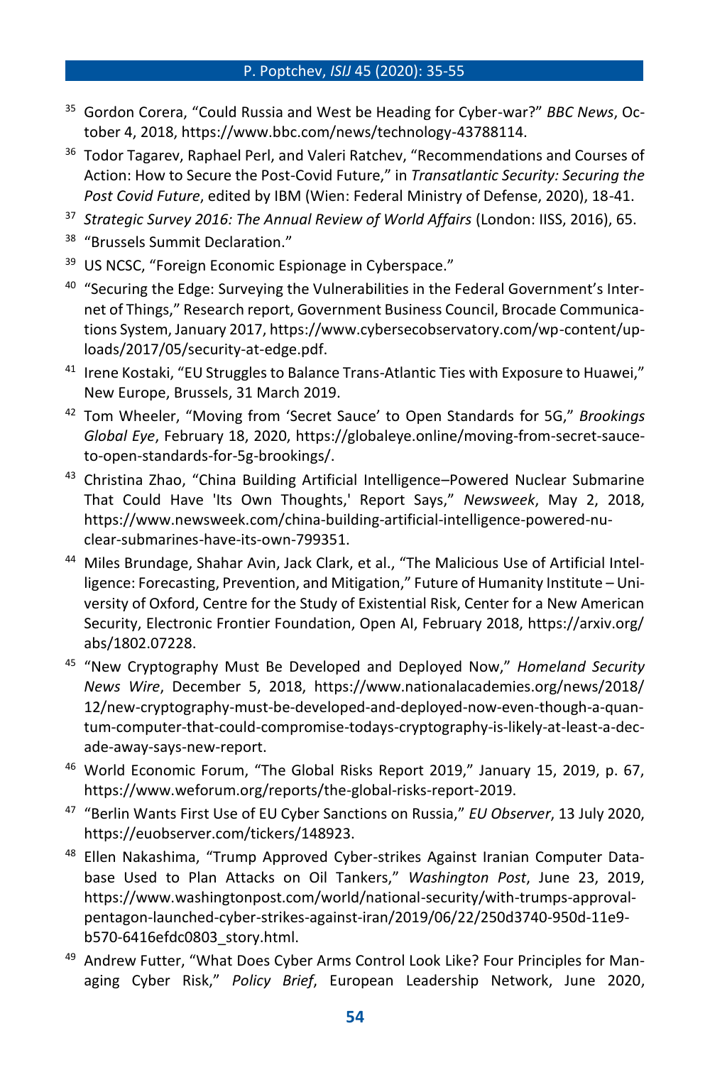[35] Gordon Corera, "Could Russia and West be Heading for Cyber-war?" *BBC News*, October 4, 2018, https://www.bbc.com/news/technology-43788114.

[36] Todor Tagarev, Raphael Perl, and Valeri Ratchev, "Recommendations and Courses of Action: How to Secure the Post-Covid Future," in *Transatlantic Security: Securing the Post Covid Future*, edited by IBM (Wien: Federal Ministry of Defense, 2020), 18-41.

[37] *Strategic Survey 2016: The Annual Review of World Affairs* (London: IISS, 2016), 65.

[38] "Brussels Summit Declaration."

[39] US NCSC, "Foreign Economic Espionage in Cyberspace."

[40] "Securing the Edge: Surveying the Vulnerabilities in the Federal Government's Internet of Things," Research report, Government Business Council, Brocade Communications System, January 2017, https://www.cybersecobservatory.com/wp-content/uploads/2017/05/security-at-edge.pdf.

[41] Irene Kostaki, "EU Struggles to Balance Trans-Atlantic Ties with Exposure to Huawei," New Europe, Brussels, 31 March 2019.

[42] Tom Wheeler, "Moving from 'Secret Sauce' to Open Standards for 5G," *Brookings Global Eye*, February 18, 2020, https://globaleye.online/moving-from-secret-sauce-to-open-standards-for-5g-brookings/.

[43] Christina Zhao, "China Building Artificial Intelligence–Powered Nuclear Submarine That Could Have 'Its Own Thoughts,' Report Says," *Newsweek*, May 2, 2018, https://www.newsweek.com/china-building-artificial-intelligence-powered-nuclear-submarines-have-its-own-799351.

[44] Miles Brundage, Shahar Avin, Jack Clark, et al., "The Malicious Use of Artificial Intelligence: Forecasting, Prevention, and Mitigation," Future of Humanity Institute – University of Oxford, Centre for the Study of Existential Risk, Center for a New American Security, Electronic Frontier Foundation, Open AI, February 2018, https://arxiv.org/abs/1802.07228.

[45] "New Cryptography Must Be Developed and Deployed Now," *Homeland Security News Wire*, December 5, 2018, https://www.nationalacademies.org/news/2018/12/new-cryptography-must-be-developed-and-deployed-now-even-though-a-quantum-computer-that-could-compromise-todays-cryptography-is-likely-at-least-a-decade-away-says-new-report.

[46] World Economic Forum, "The Global Risks Report 2019," January 15, 2019, p. 67, https://www.weforum.org/reports/the-global-risks-report-2019.

[47] "Berlin Wants First Use of EU Cyber Sanctions on Russia," *EU Observer*, 13 July 2020, https://euobserver.com/tickers/148923.

[48] Ellen Nakashima, "Trump Approved Cyber-strikes Against Iranian Computer Database Used to Plan Attacks on Oil Tankers," *Washington Post*, June 23, 2019, https://www.washingtonpost.com/world/national-security/with-trumps-approval-pentagon-launched-cyber-strikes-against-iran/2019/06/22/250d3740-950d-11e9-b570-6416efdc0803_story.html.

[49] Andrew Futter, "What Does Cyber Arms Control Look Like? Four Principles for Managing Cyber Risk," *Policy Brief*, European Leadership Network, June 2020,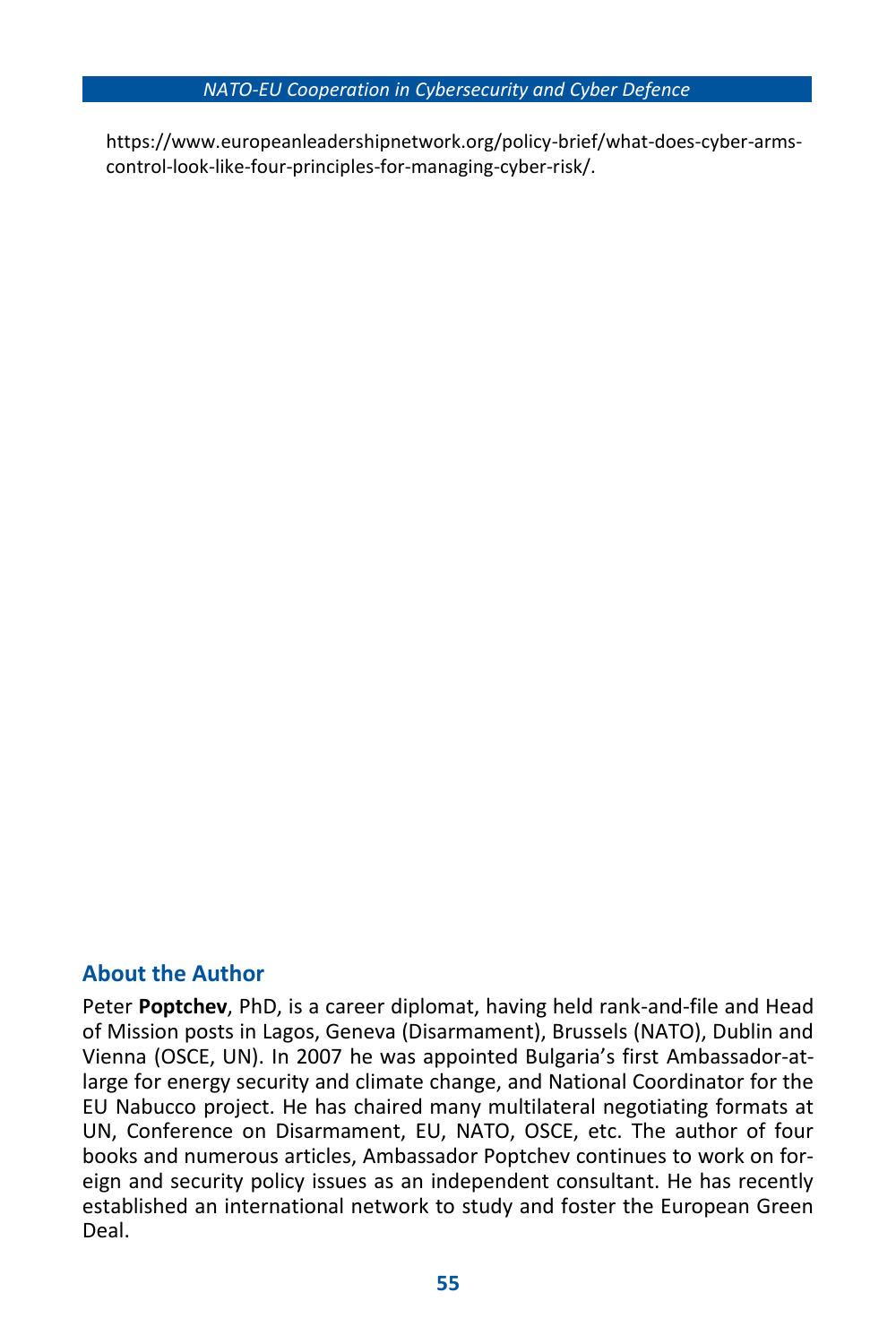https://www.europeanleadershipnetwork.org/policy-brief/what-does-cyber-arms-control-look-like-four-principles-for-managing-cyber-risk/.

## About the Author

Peter **Poptchev**, PhD, is a career diplomat, having held rank-and-file and Head of Mission posts in Lagos, Geneva (Disarmament), Brussels (NATO), Dublin and Vienna (OSCE, UN). In 2007 he was appointed Bulgaria's first Ambassador-at-large for energy security and climate change, and National Coordinator for the EU Nabucco project. He has chaired many multilateral negotiating formats at UN, Conference on Disarmament, EU, NATO, OSCE, etc. The author of four books and numerous articles, Ambassador Poptchev continues to work on foreign and security policy issues as an independent consultant. He has recently established an international network to study and foster the European Green Deal.